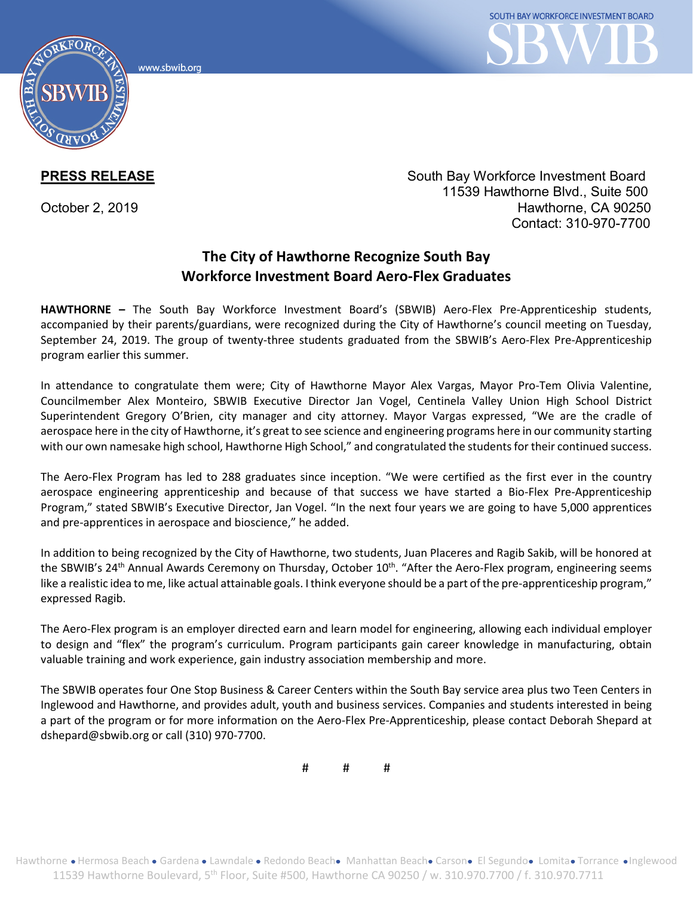www.sbwib.org

SOUTH BAY WORKFORCE INVESTMENT BOARD

**PRESS RELEASE**

October 2, 2019

South Bay Workforce Investment Board
11539 Hawthorne Blvd., Suite 500
Hawthorne, CA 90250
Contact: 310-970-7700

## The City of Hawthorne Recognize South Bay Workforce Investment Board Aero-Flex Graduates

**HAWTHORNE –** The South Bay Workforce Investment Board's (SBWIB) Aero-Flex Pre-Apprenticeship students, accompanied by their parents/guardians, were recognized during the City of Hawthorne's council meeting on Tuesday, September 24, 2019. The group of twenty-three students graduated from the SBWIB's Aero-Flex Pre-Apprenticeship program earlier this summer.

In attendance to congratulate them were; City of Hawthorne Mayor Alex Vargas, Mayor Pro-Tem Olivia Valentine, Councilmember Alex Monteiro, SBWIB Executive Director Jan Vogel, Centinela Valley Union High School District Superintendent Gregory O'Brien, city manager and city attorney. Mayor Vargas expressed, "We are the cradle of aerospace here in the city of Hawthorne, it's great to see science and engineering programs here in our community starting with our own namesake high school, Hawthorne High School," and congratulated the students for their continued success.

The Aero-Flex Program has led to 288 graduates since inception. "We were certified as the first ever in the country aerospace engineering apprenticeship and because of that success we have started a Bio-Flex Pre-Apprenticeship Program," stated SBWIB's Executive Director, Jan Vogel. "In the next four years we are going to have 5,000 apprentices and pre-apprentices in aerospace and bioscience," he added.

In addition to being recognized by the City of Hawthorne, two students, Juan Placeres and Ragib Sakib, will be honored at the SBWIB's 24th Annual Awards Ceremony on Thursday, October 10th. "After the Aero-Flex program, engineering seems like a realistic idea to me, like actual attainable goals. I think everyone should be a part of the pre-apprenticeship program," expressed Ragib.

The Aero-Flex program is an employer directed earn and learn model for engineering, allowing each individual employer to design and "flex" the program's curriculum. Program participants gain career knowledge in manufacturing, obtain valuable training and work experience, gain industry association membership and more.

The SBWIB operates four One Stop Business & Career Centers within the South Bay service area plus two Teen Centers in Inglewood and Hawthorne, and provides adult, youth and business services. Companies and students interested in being a part of the program or for more information on the Aero-Flex Pre-Apprenticeship, please contact Deborah Shepard at dshepard@sbwib.org or call (310) 970-7700.

# # #

Hawthorne • Hermosa Beach • Gardena • Lawndale • Redondo Beach • Manhattan Beach • Carson • El Segundo • Lomita • Torrance • Inglewood
11539 Hawthorne Boulevard, 5th Floor, Suite #500, Hawthorne CA 90250 / w. 310.970.7700 / f. 310.970.7711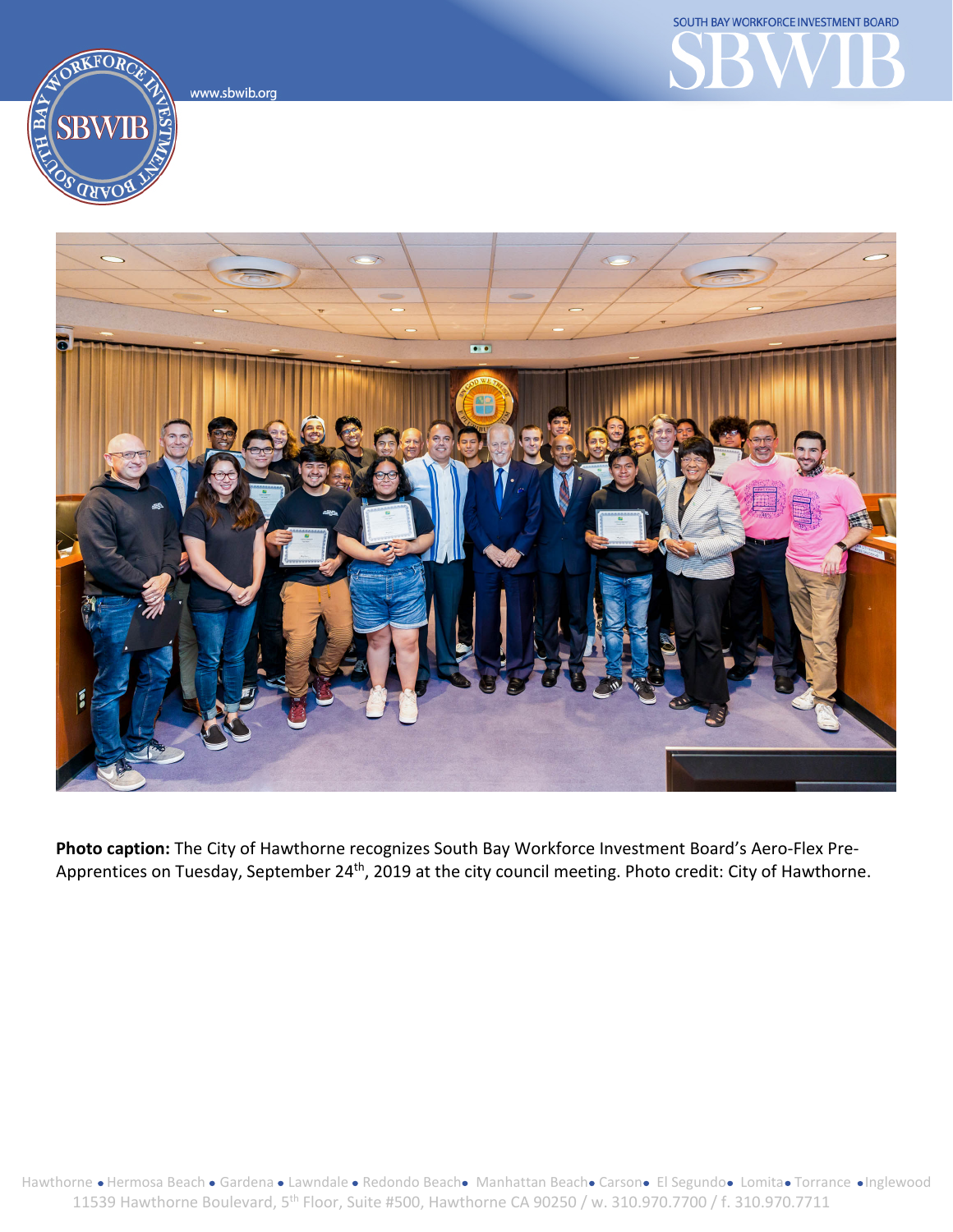**Photo caption:** The City of Hawthorne recognizes South Bay Workforce Investment Board's Aero-Flex Pre-Apprentices on Tuesday, September 24th, 2019 at the city council meeting. Photo credit: City of Hawthorne.